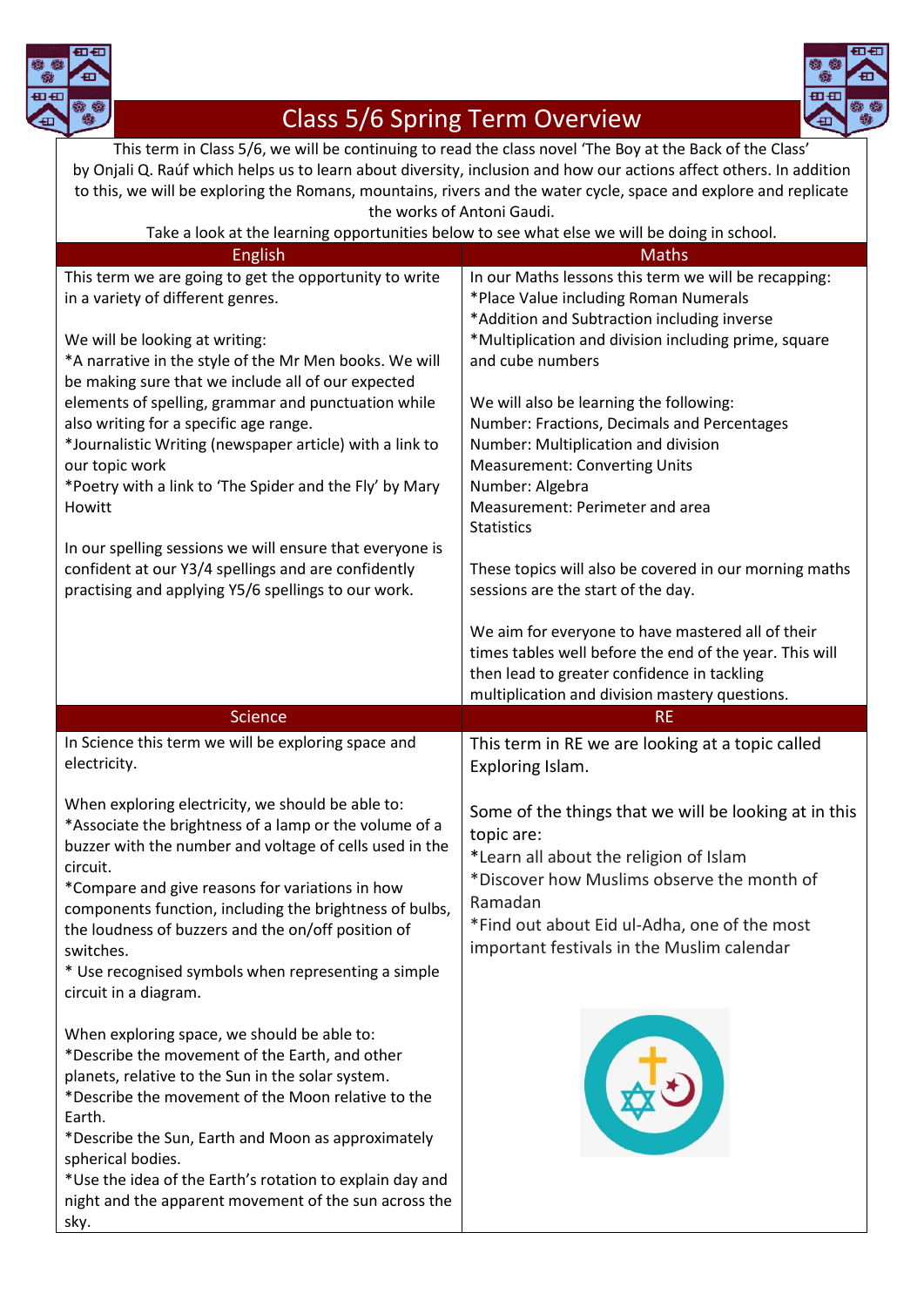# Class 5/6 Spring Term Overview

This term in Class 5/6, we will be continuing to read the class novel 'The Boy at the Back of the Class' by Onjali Q. Raúf which helps us to learn about diversity, inclusion and how our actions affect others. In addition to this, we will be exploring the Romans, mountains, rivers and the water cycle, space and explore and replicate the works of Antoni Gaudi.

Take a look at the learning opportunities below to see what else we will be doing in school.

## English

This term we are going to get the opportunity to write in a variety of different genres.

We will be looking at writing:

*A narrative in the style of the Mr Men books. We will be making sure that we include all of our expected elements of spelling, grammar and punctuation while also writing for a specific age range.

*Journalistic Writing (newspaper article) with a link to our topic work

*Poetry with a link to 'The Spider and the Fly' by Mary Howitt

In our spelling sessions we will ensure that everyone is confident at our Y3/4 spellings and are confidently practising and applying Y5/6 spellings to our work.

## Maths

In our Maths lessons this term we will be recapping:

*Place Value including Roman Numerals

*Addition and Subtraction including inverse

*Multiplication and division including prime, square and cube numbers

We will also be learning the following:

Number: Fractions, Decimals and Percentages

Number: Multiplication and division

Measurement: Converting Units

Number: Algebra

Measurement: Perimeter and area

Statistics

These topics will also be covered in our morning maths sessions are the start of the day.

We aim for everyone to have mastered all of their times tables well before the end of the year. This will then lead to greater confidence in tackling multiplication and division mastery questions.

## Science

In Science this term we will be exploring space and electricity.

When exploring electricity, we should be able to:

*Associate the brightness of a lamp or the volume of a buzzer with the number and voltage of cells used in the circuit.

*Compare and give reasons for variations in how components function, including the brightness of bulbs, the loudness of buzzers and the on/off position of switches.

* Use recognised symbols when representing a simple circuit in a diagram.

When exploring space, we should be able to:

*Describe the movement of the Earth, and other planets, relative to the Sun in the solar system.

*Describe the movement of the Moon relative to the Earth.

*Describe the Sun, Earth and Moon as approximately spherical bodies.

*Use the idea of the Earth's rotation to explain day and night and the apparent movement of the sun across the sky.

## RE

This term in RE we are looking at a topic called Exploring Islam.

Some of the things that we will be looking at in this topic are:

*Learn all about the religion of Islam

*Discover how Muslims observe the month of Ramadan

*Find out about Eid ul-Adha, one of the most important festivals in the Muslim calendar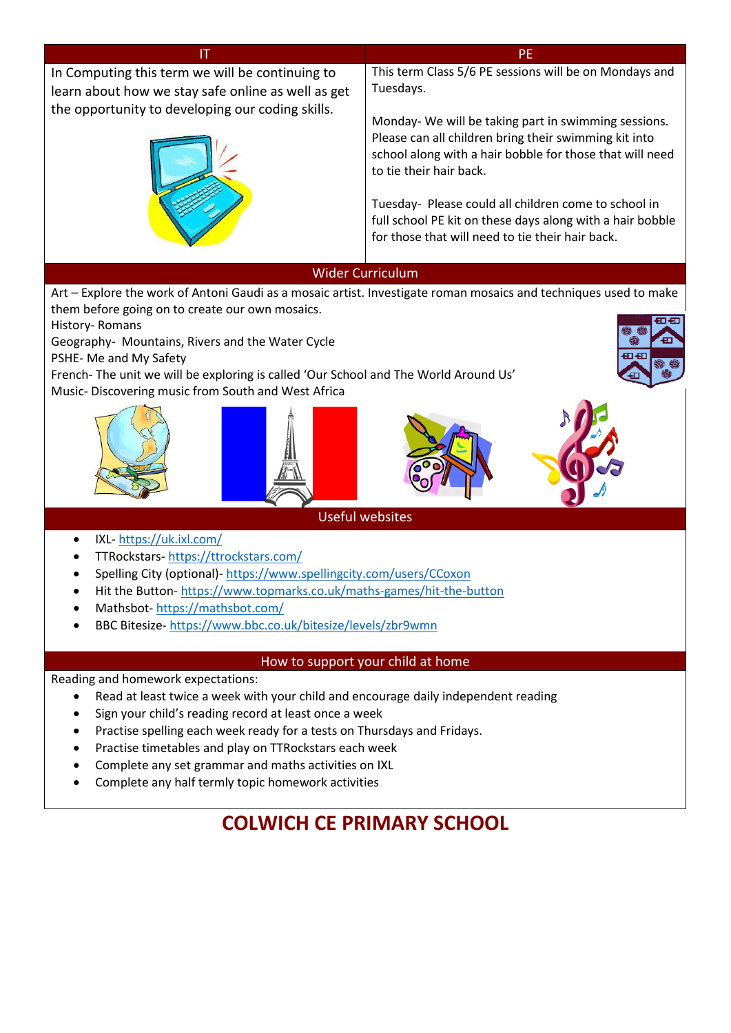| IT | PE |
| --- | --- |
| In Computing this term we will be continuing to learn about how we stay safe online as well as get the opportunity to developing our coding skills. | This term Class 5/6 PE sessions will be on Mondays and Tuesdays.<br><br>Monday- We will be taking part in swimming sessions. Please can all children bring their swimming kit into school along with a hair bobble for those that will need to tie their hair back.<br><br>Tuesday- Please could all children come to school in full school PE kit on these days along with a hair bobble for those that will need to tie their hair back. |

## Wider Curriculum

Art – Explore the work of Antoni Gaudi as a mosaic artist. Investigate roman mosaics and techniques used to make them before going on to create our own mosaics.
History- Romans
Geography- Mountains, Rivers and the Water Cycle
PSHE- Me and My Safety
French- The unit we will be exploring is called 'Our School and The World Around Us'
Music- Discovering music from South and West Africa

## Useful websites

- IXL- https://uk.ixl.com/
- TTRockstars- https://ttrockstars.com/
- Spelling City (optional)- https://www.spellingcity.com/users/CCoxon
- Hit the Button- https://www.topmarks.co.uk/maths-games/hit-the-button
- Mathsbot- https://mathsbot.com/
- BBC Bitesize- https://www.bbc.co.uk/bitesize/levels/zbr9wmn

## How to support your child at home

Reading and homework expectations:

- Read at least twice a week with your child and encourage daily independent reading
- Sign your child's reading record at least once a week
- Practise spelling each week ready for a tests on Thursdays and Fridays.
- Practise timetables and play on TTRockstars each week
- Complete any set grammar and maths activities on IXL
- Complete any half termly topic homework activities

# COLWICH CE PRIMARY SCHOOL